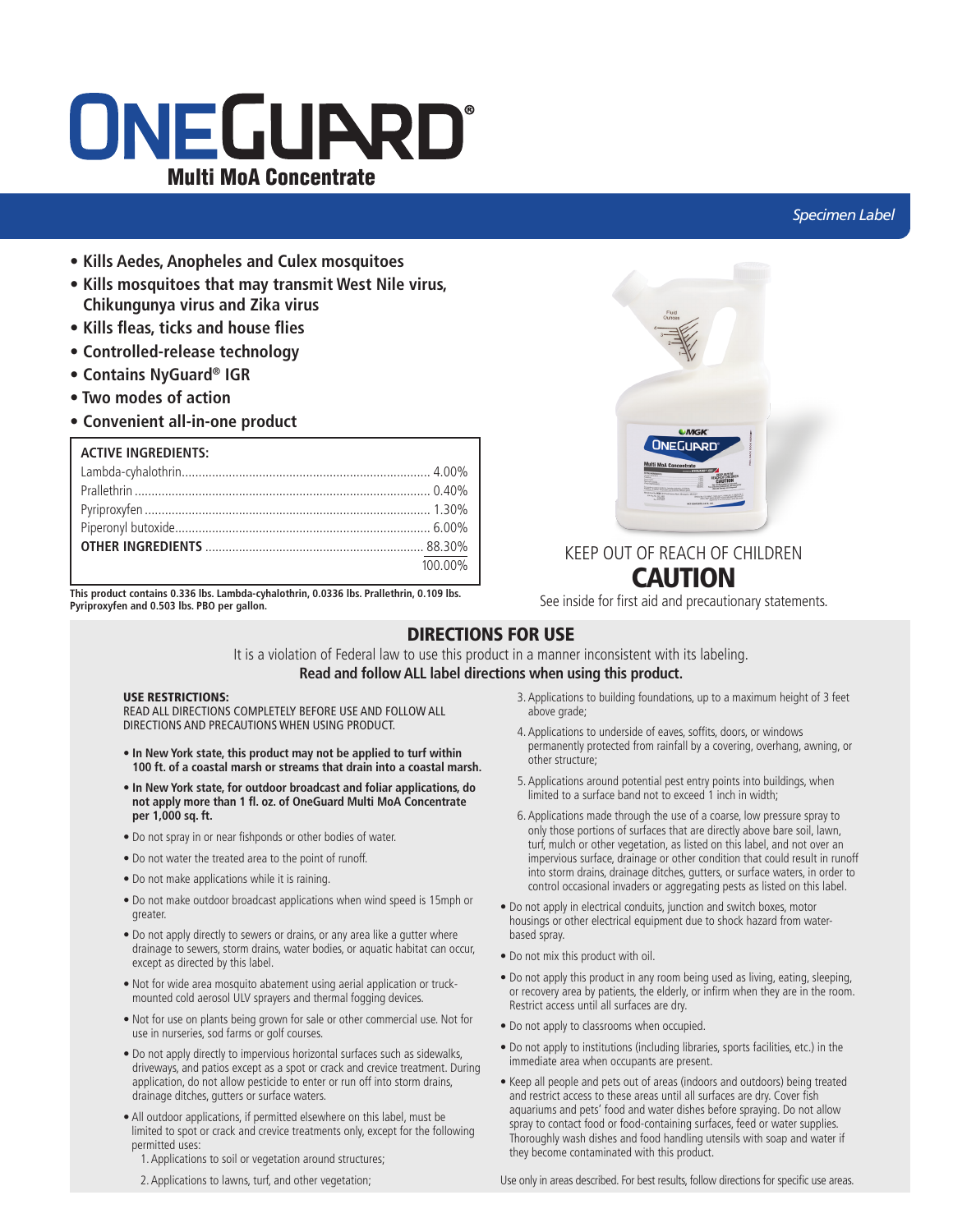# ONEGUARD®

## Multi MoA Concentrate

*Specimen Label*

- **Kills Aedes, Anopheles and Culex mosquitoes**
- **Kills mosquitoes that may transmit West Nile virus, Chikungunya virus and Zika virus**
- **Kills fleas, ticks and house flies**
- **Controlled-release technology**
- **Contains NyGuard® IGR**
- **Two modes of action**
- **Convenient all-in-one product**

| ACTIVE INGREDIENTS: | |
|---|---|
| Lambda-cyhalothrin | 4.00% |
| Prallethrin | 0.40% |
| Pyriproxyfen | 1.30% |
| Piperonyl butoxide | 6.00% |
| **OTHER INGREDIENTS** | 88.30% |
| | 100.00% |

**This product contains 0.336 lbs. Lambda-cyhalothrin, 0.0336 lbs. Prallethrin, 0.109 lbs. Pyriproxyfen and 0.503 lbs. PBO per gallon.**

KEEP OUT OF REACH OF CHILDREN

**CAUTION**

See inside for first aid and precautionary statements.

## DIRECTIONS FOR USE

It is a violation of Federal law to use this product in a manner inconsistent with its labeling.

**Read and follow ALL label directions when using this product.**

**USE RESTRICTIONS:**

READ ALL DIRECTIONS COMPLETELY BEFORE USE AND FOLLOW ALL DIRECTIONS AND PRECAUTIONS WHEN USING PRODUCT.

- **In New York state, this product may not be applied to turf within 100 ft. of a coastal marsh or streams that drain into a coastal marsh.**
- **In New York state, for outdoor broadcast and foliar applications, do not apply more than 1 fl. oz. of OneGuard Multi MoA Concentrate per 1,000 sq. ft.**
- Do not spray in or near fishponds or other bodies of water.
- Do not water the treated area to the point of runoff.
- Do not make applications while it is raining.
- Do not make outdoor broadcast applications when wind speed is 15mph or greater.
- Do not apply directly to sewers or drains, or any area like a gutter where drainage to sewers, storm drains, water bodies, or aquatic habitat can occur, except as directed by this label.
- Not for wide area mosquito abatement using aerial application or truck-mounted cold aerosol ULV sprayers and thermal fogging devices.
- Not for use on plants being grown for sale or other commercial use. Not for use in nurseries, sod farms or golf courses.
- Do not apply directly to impervious horizontal surfaces such as sidewalks, driveways, and patios except as a spot or crack and crevice treatment. During application, do not allow pesticide to enter or run off into storm drains, drainage ditches, gutters or surface waters.
- All outdoor applications, if permitted elsewhere on this label, must be limited to spot or crack and crevice treatments only, except for the following permitted uses:
  1. Applications to soil or vegetation around structures;
  2. Applications to lawns, turf, and other vegetation;
  3. Applications to building foundations, up to a maximum height of 3 feet above grade;
  4. Applications to underside of eaves, soffits, doors, or windows permanently protected from rainfall by a covering, overhang, awning, or other structure;
  5. Applications around potential pest entry points into buildings, when limited to a surface band not to exceed 1 inch in width;
  6. Applications made through the use of a coarse, low pressure spray to only those portions of surfaces that are directly above bare soil, lawn, turf, mulch or other vegetation, as listed on this label, and not over an impervious surface, drainage or other condition that could result in runoff into storm drains, drainage ditches, gutters, or surface waters, in order to control occasional invaders or aggregating pests as listed on this label.
- Do not apply in electrical conduits, junction and switch boxes, motor housings or other electrical equipment due to shock hazard from water-based spray.
- Do not mix this product with oil.
- Do not apply this product in any room being used as living, eating, sleeping, or recovery area by patients, the elderly, or infirm when they are in the room. Restrict access until all surfaces are dry.
- Do not apply to classrooms when occupied.
- Do not apply to institutions (including libraries, sports facilities, etc.) in the immediate area when occupants are present.
- Keep all people and pets out of areas (indoors and outdoors) being treated and restrict access to these areas until all surfaces are dry. Cover fish aquariums and pets' food and water dishes before spraying. Do not allow spray to contact food or food-containing surfaces, feed or water supplies. Thoroughly wash dishes and food handling utensils with soap and water if they become contaminated with this product.

Use only in areas described. For best results, follow directions for specific use areas.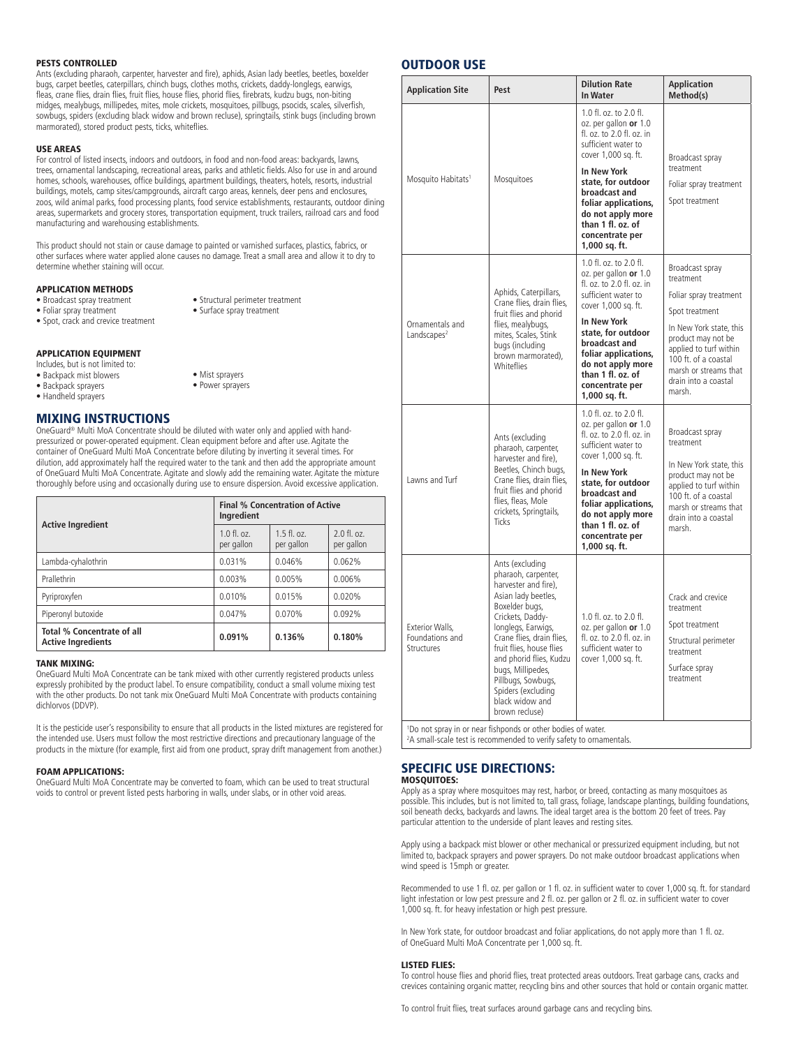### PESTS CONTROLLED

Ants (excluding pharaoh, carpenter, harvester and fire), aphids, Asian lady beetles, beetles, boxelder bugs, carpet beetles, caterpillars, chinch bugs, clothes moths, crickets, daddy-longlegs, earwigs, fleas, crane flies, drain flies, fruit flies, house flies, phorid flies, firebrats, kudzu bugs, non-biting midges, mealybugs, millipedes, mites, mole crickets, mosquitoes, pillbugs, psocids, scales, silverfish, sowbugs, spiders (excluding black widow and brown recluse), springtails, stink bugs (including brown marmorated), stored product pests, ticks, whiteflies.

### USE AREAS

For control of listed insects, indoors and outdoors, in food and non-food areas: backyards, lawns, trees, ornamental landscaping, recreational areas, parks and athletic fields. Also for use in and around homes, schools, warehouses, office buildings, apartment buildings, theaters, hotels, resorts, industrial buildings, motels, camp sites/campgrounds, aircraft cargo areas, kennels, deer pens and enclosures, zoos, wild animal parks, food processing plants, food service establishments, restaurants, outdoor dining areas, supermarkets and grocery stores, transportation equipment, truck trailers, railroad cars and food manufacturing and warehousing establishments.

This product should not stain or cause damage to painted or varnished surfaces, plastics, fabrics, or other surfaces where water applied alone causes no damage. Treat a small area and allow it to dry to determine whether staining will occur.

### APPLICATION METHODS

- Broadcast spray treatment
- Foliar spray treatment
- Spot, crack and crevice treatment
- Structural perimeter treatment
- Surface spray treatment

### APPLICATION EQUIPMENT

Includes, but is not limited to:

- Backpack mist blowers
- Backpack sprayers
- Handheld sprayers
- Mist sprayers
- Power sprayers

## MIXING INSTRUCTIONS

OneGuard® Multi MoA Concentrate should be diluted with water only and applied with hand-pressurized or power-operated equipment. Clean equipment before and after use. Agitate the container of OneGuard Multi MoA Concentrate before diluting by inverting it several times. For dilution, add approximately half the required water to the tank and then add the appropriate amount of OneGuard Multi MoA Concentrate. Agitate and slowly add the remaining water. Agitate the mixture thoroughly before using and occasionally during use to ensure dispersion. Avoid excessive application.

| Active Ingredient | Final % Concentration of Active Ingredient | | |
|---|---|---|---|
| | 1.0 fl. oz. per gallon | 1.5 fl. oz. per gallon | 2.0 fl. oz. per gallon |
| Lambda-cyhalothrin | 0.031% | 0.046% | 0.062% |
| Prallethrin | 0.003% | 0.005% | 0.006% |
| Pyriproxyfen | 0.010% | 0.015% | 0.020% |
| Piperonyl butoxide | 0.047% | 0.070% | 0.092% |
| **Total % Concentrate of all Active Ingredients** | **0.091%** | **0.136%** | **0.180%** |

### TANK MIXING:

OneGuard Multi MoA Concentrate can be tank mixed with other currently registered products unless expressly prohibited by the product label. To ensure compatibility, conduct a small volume mixing test with the other products. Do not tank mix OneGuard Multi MoA Concentrate with products containing dichlorvos (DDVP).

It is the pesticide user's responsibility to ensure that all products in the listed mixtures are registered for the intended use. Users must follow the most restrictive directions and precautionary language of the products in the mixture (for example, first aid from one product, spray drift management from another.)

### FOAM APPLICATIONS:

OneGuard Multi MoA Concentrate may be converted to foam, which can be used to treat structural voids to control or prevent listed pests harboring in walls, under slabs, or in other void areas.

## OUTDOOR USE

| Application Site | Pest | Dilution Rate In Water | Application Method(s) |
|---|---|---|---|
| Mosquito Habitats[1] | Mosquitoes | 1.0 fl. oz. to 2.0 fl. oz. per gallon **or** 1.0 fl. oz. to 2.0 fl. oz. in sufficient water to cover 1,000 sq. ft. **In New York state, for outdoor broadcast and foliar applications, do not apply more than 1 fl. oz. of concentrate per 1,000 sq. ft.** | Broadcast spray treatment; Foliar spray treatment; Spot treatment |
| Ornamentals and Landscapes[2] | Aphids, Caterpillars, Crane flies, drain flies, fruit flies and phorid flies, mealybugs, mites, Scales, Stink bugs (including brown marmorated), Whiteflies | 1.0 fl. oz. to 2.0 fl. oz. per gallon **or** 1.0 fl. oz. to 2.0 fl. oz. in sufficient water to cover 1,000 sq. ft. **In New York state, for outdoor broadcast and foliar applications, do not apply more than 1 fl. oz. of concentrate per 1,000 sq. ft.** | Broadcast spray treatment; Foliar spray treatment; Spot treatment; In New York state, this product may not be applied to turf within 100 ft. of a coastal marsh or streams that drain into a coastal marsh. |
| Lawns and Turf | Ants (excluding pharaoh, carpenter, harvester and fire), Beetles, Chinch bugs, Crane flies, drain flies, fruit flies and phorid flies, fleas, Mole crickets, Springtails, Ticks | 1.0 fl. oz. to 2.0 fl. oz. per gallon **or** 1.0 fl. oz. to 2.0 fl. oz. in sufficient water to cover 1,000 sq. ft. **In New York state, for outdoor broadcast and foliar applications, do not apply more than 1 fl. oz. of concentrate per 1,000 sq. ft.** | Broadcast spray treatment; In New York state, this product may not be applied to turf within 100 ft. of a coastal marsh or streams that drain into a coastal marsh. |
| Exterior Walls, Foundations and Structures | Ants (excluding pharaoh, carpenter, harvester and fire), Asian lady beetles, Boxelder bugs, Crickets, Daddy-longlegs, Earwigs, Crane flies, drain flies, fruit flies, house flies and phorid flies, Kudzu bugs, Millipedes, Pillbugs, Sowbugs, Spiders (excluding black widow and brown recluse) | 1.0 fl. oz. to 2.0 fl. oz. per gallon **or** 1.0 fl. oz. to 2.0 fl. oz. in sufficient water to cover 1,000 sq. ft. | Crack and crevice treatment; Spot treatment; Structural perimeter treatment; Surface spray treatment |

[1]Do not spray in or near fishponds or other bodies of water.
[2]A small-scale test is recommended to verify safety to ornamentals.

## SPECIFIC USE DIRECTIONS:

### MOSQUITOES:

Apply as a spray where mosquitoes may rest, harbor, or breed, contacting as many mosquitoes as possible. This includes, but is not limited to, tall grass, foliage, landscape plantings, building foundations, soil beneath decks, backyards and lawns. The ideal target area is the bottom 20 feet of trees. Pay particular attention to the underside of plant leaves and resting sites.

Apply using a backpack mist blower or other mechanical or pressurized equipment including, but not limited to, backpack sprayers and power sprayers. Do not make outdoor broadcast applications when wind speed is 15mph or greater.

Recommended to use 1 fl. oz. per gallon or 1 fl. oz. in sufficient water to cover 1,000 sq. ft. for standard light infestation or low pest pressure and 2 fl. oz. per gallon or 2 fl. oz. in sufficient water to cover 1,000 sq. ft. for heavy infestation or high pest pressure.

In New York state, for outdoor broadcast and foliar applications, do not apply more than 1 fl. oz. of OneGuard Multi MoA Concentrate per 1,000 sq. ft.

### LISTED FLIES:

To control house flies and phorid flies, treat protected areas outdoors. Treat garbage cans, cracks and crevices containing organic matter, recycling bins and other sources that hold or contain organic matter.

To control fruit flies, treat surfaces around garbage cans and recycling bins.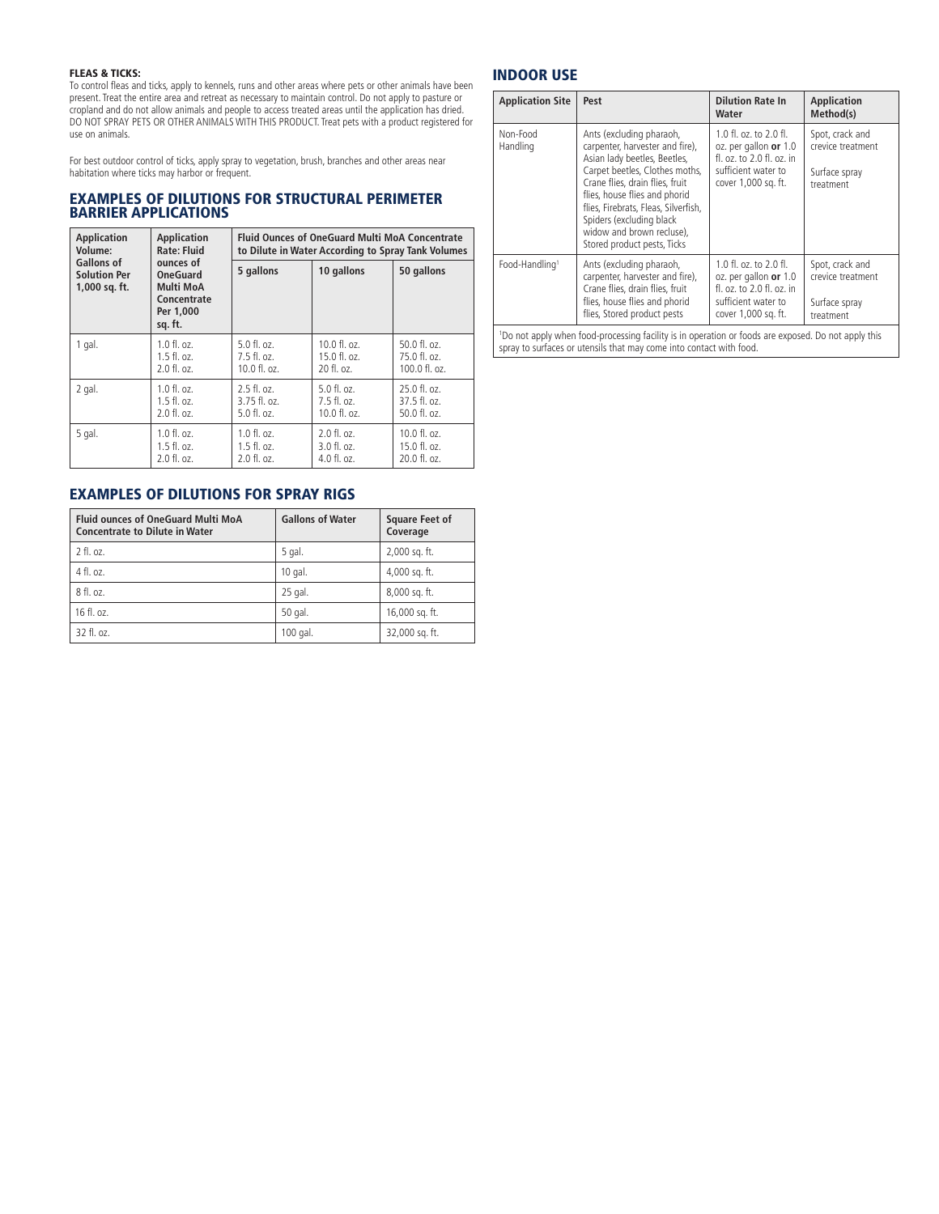**FLEAS & TICKS:**

To control fleas and ticks, apply to kennels, runs and other areas where pets or other animals have been present. Treat the entire area and retreat as necessary to maintain control. Do not apply to pasture or cropland and do not allow animals and people to access treated areas until the application has dried. DO NOT SPRAY PETS OR OTHER ANIMALS WITH THIS PRODUCT. Treat pets with a product registered for use on animals.

For best outdoor control of ticks, apply spray to vegetation, brush, branches and other areas near habitation where ticks may harbor or frequent.

## EXAMPLES OF DILUTIONS FOR STRUCTURAL PERIMETER BARRIER APPLICATIONS

| Application Volume: Gallons of Solution Per 1,000 sq. ft. | Application Rate: Fluid ounces of OneGuard Multi MoA Concentrate Per 1,000 sq. ft. | Fluid Ounces of OneGuard Multi MoA Concentrate to Dilute in Water According to Spray Tank Volumes | | |
|---|---|---|---|---|
| | | 5 gallons | 10 gallons | 50 gallons |
| 1 gal. | 1.0 fl. oz.<br>1.5 fl. oz.<br>2.0 fl. oz. | 5.0 fl. oz.<br>7.5 fl. oz.<br>10.0 fl. oz. | 10.0 fl. oz.<br>15.0 fl. oz.<br>20 fl. oz. | 50.0 fl. oz.<br>75.0 fl. oz.<br>100.0 fl. oz. |
| 2 gal. | 1.0 fl. oz.<br>1.5 fl. oz.<br>2.0 fl. oz. | 2.5 fl. oz.<br>3.75 fl. oz.<br>5.0 fl. oz. | 5.0 fl. oz.<br>7.5 fl. oz.<br>10.0 fl. oz. | 25.0 fl. oz.<br>37.5 fl. oz.<br>50.0 fl. oz. |
| 5 gal. | 1.0 fl. oz.<br>1.5 fl. oz.<br>2.0 fl. oz. | 1.0 fl. oz.<br>1.5 fl. oz.<br>2.0 fl. oz. | 2.0 fl. oz.<br>3.0 fl. oz.<br>4.0 fl. oz. | 10.0 fl. oz.<br>15.0 fl. oz.<br>20.0 fl. oz. |

## EXAMPLES OF DILUTIONS FOR SPRAY RIGS

| Fluid ounces of OneGuard Multi MoA Concentrate to Dilute in Water | Gallons of Water | Square Feet of Coverage |
|---|---|---|
| 2 fl. oz. | 5 gal. | 2,000 sq. ft. |
| 4 fl. oz. | 10 gal. | 4,000 sq. ft. |
| 8 fl. oz. | 25 gal. | 8,000 sq. ft. |
| 16 fl. oz. | 50 gal. | 16,000 sq. ft. |
| 32 fl. oz. | 100 gal. | 32,000 sq. ft. |

## INDOOR USE

| Application Site | Pest | Dilution Rate In Water | Application Method(s) |
|---|---|---|---|
| Non-Food Handling | Ants (excluding pharaoh, carpenter, harvester and fire), Asian lady beetles, Beetles, Carpet beetles, Clothes moths, Crane flies, drain flies, fruit flies, house flies and phorid flies, Firebrats, Fleas, Silverfish, Spiders (excluding black widow and brown recluse), Stored product pests, Ticks | 1.0 fl. oz. to 2.0 fl. oz. per gallon **or** 1.0 fl. oz. to 2.0 fl. oz. in sufficient water to cover 1,000 sq. ft. | Spot, crack and crevice treatment<br><br>Surface spray treatment |
| Food-Handling[1] | Ants (excluding pharaoh, carpenter, harvester and fire), Crane flies, drain flies, fruit flies, house flies and phorid flies, Stored product pests | 1.0 fl. oz. to 2.0 fl. oz. per gallon **or** 1.0 fl. oz. to 2.0 fl. oz. in sufficient water to cover 1,000 sq. ft. | Spot, crack and crevice treatment<br><br>Surface spray treatment |

[1]Do not apply when food-processing facility is in operation or foods are exposed. Do not apply this spray to surfaces or utensils that may come into contact with food.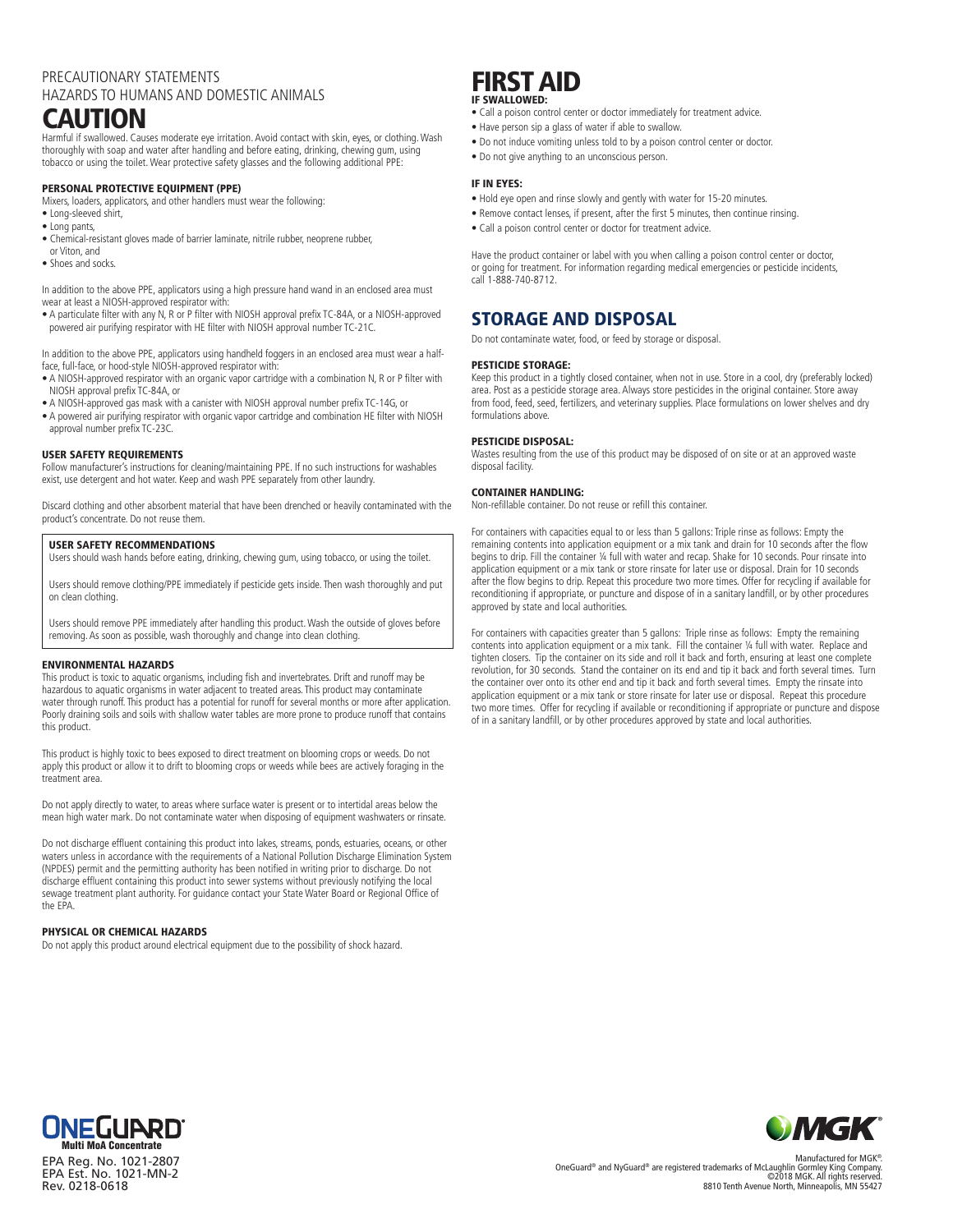PRECAUTIONARY STATEMENTS

HAZARDS TO HUMANS AND DOMESTIC ANIMALS

# CAUTION

Harmful if swallowed. Causes moderate eye irritation. Avoid contact with skin, eyes, or clothing. Wash thoroughly with soap and water after handling and before eating, drinking, chewing gum, using tobacco or using the toilet. Wear protective safety glasses and the following additional PPE:

### PERSONAL PROTECTIVE EQUIPMENT (PPE)

Mixers, loaders, applicators, and other handlers must wear the following:

- Long-sleeved shirt,
- Long pants,
- Chemical-resistant gloves made of barrier laminate, nitrile rubber, neoprene rubber, or Viton, and
- Shoes and socks.

In addition to the above PPE, applicators using a high pressure hand wand in an enclosed area must wear at least a NIOSH-approved respirator with:

- A particulate filter with any N, R or P filter with NIOSH approval prefix TC-84A, or a NIOSH-approved powered air purifying respirator with HE filter with NIOSH approval number TC-21C.

In addition to the above PPE, applicators using handheld foggers in an enclosed area must wear a half-face, full-face, or hood-style NIOSH-approved respirator with:

- A NIOSH-approved respirator with an organic vapor cartridge with a combination N, R or P filter with NIOSH approval prefix TC-84A, or
- A NIOSH-approved gas mask with a canister with NIOSH approval number prefix TC-14G, or
- A powered air purifying respirator with organic vapor cartridge and combination HE filter with NIOSH approval number prefix TC-23C.

### USER SAFETY REQUIREMENTS

Follow manufacturer's instructions for cleaning/maintaining PPE. If no such instructions for washables exist, use detergent and hot water. Keep and wash PPE separately from other laundry.

Discard clothing and other absorbent material that have been drenched or heavily contaminated with the product's concentrate. Do not reuse them.

### USER SAFETY RECOMMENDATIONS

Users should wash hands before eating, drinking, chewing gum, using tobacco, or using the toilet.

Users should remove clothing/PPE immediately if pesticide gets inside. Then wash thoroughly and put on clean clothing.

Users should remove PPE immediately after handling this product. Wash the outside of gloves before removing. As soon as possible, wash thoroughly and change into clean clothing.

### ENVIRONMENTAL HAZARDS

This product is toxic to aquatic organisms, including fish and invertebrates. Drift and runoff may be hazardous to aquatic organisms in water adjacent to treated areas. This product may contaminate water through runoff. This product has a potential for runoff for several months or more after application. Poorly draining soils and soils with shallow water tables are more prone to produce runoff that contains this product.

This product is highly toxic to bees exposed to direct treatment on blooming crops or weeds. Do not apply this product or allow it to drift to blooming crops or weeds while bees are actively foraging in the treatment area.

Do not apply directly to water, to areas where surface water is present or to intertidal areas below the mean high water mark. Do not contaminate water when disposing of equipment washwaters or rinsate.

Do not discharge effluent containing this product into lakes, streams, ponds, estuaries, oceans, or other waters unless in accordance with the requirements of a National Pollution Discharge Elimination System (NPDES) permit and the permitting authority has been notified in writing prior to discharge. Do not discharge effluent containing this product into sewer systems without previously notifying the local sewage treatment plant authority. For guidance contact your State Water Board or Regional Office of the EPA.

### PHYSICAL OR CHEMICAL HAZARDS

Do not apply this product around electrical equipment due to the possibility of shock hazard.

# FIRST AID

### IF SWALLOWED:

- Call a poison control center or doctor immediately for treatment advice.
- Have person sip a glass of water if able to swallow.
- Do not induce vomiting unless told to by a poison control center or doctor.
- Do not give anything to an unconscious person.

### IF IN EYES:

- Hold eye open and rinse slowly and gently with water for 15-20 minutes.
- Remove contact lenses, if present, after the first 5 minutes, then continue rinsing.
- Call a poison control center or doctor for treatment advice.

Have the product container or label with you when calling a poison control center or doctor, or going for treatment. For information regarding medical emergencies or pesticide incidents, call 1-888-740-8712.

## STORAGE AND DISPOSAL

Do not contaminate water, food, or feed by storage or disposal.

### PESTICIDE STORAGE:

Keep this product in a tightly closed container, when not in use. Store in a cool, dry (preferably locked) area. Post as a pesticide storage area. Always store pesticides in the original container. Store away from food, feed, seed, fertilizers, and veterinary supplies. Place formulations on lower shelves and dry formulations above.

### PESTICIDE DISPOSAL:

Wastes resulting from the use of this product may be disposed of on site or at an approved waste disposal facility.

### CONTAINER HANDLING:

Non-refillable container. Do not reuse or refill this container.

For containers with capacities equal to or less than 5 gallons: Triple rinse as follows: Empty the remaining contents into application equipment or a mix tank and drain for 10 seconds after the flow begins to drip. Fill the container ¼ full with water and recap. Shake for 10 seconds. Pour rinsate into application equipment or a mix tank or store rinsate for later use or disposal. Drain for 10 seconds after the flow begins to drip. Repeat this procedure two more times. Offer for recycling if available for reconditioning if appropriate, or puncture and dispose of in a sanitary landfill, or by other procedures approved by state and local authorities.

For containers with capacities greater than 5 gallons: Triple rinse as follows: Empty the remaining contents into application equipment or a mix tank. Fill the container ¼ full with water. Replace and tighten closers. Tip the container on its side and roll it back and forth, ensuring at least one complete revolution, for 30 seconds. Stand the container on its end and tip it back and forth several times. Turn the container over onto its other end and tip it back and forth several times. Empty the rinsate into application equipment or a mix tank or store rinsate for later use or disposal. Repeat this procedure two more times. Offer for recycling if available or reconditioning if appropriate or puncture and dispose of in a sanitary landfill, or by other procedures approved by state and local authorities.

ONEGUARD® Multi MoA Concentrate

EPA Reg. No. 1021-2807
EPA Est. No. 1021-MN-2
Rev. 0218-0618

MGK®

Manufactured for MGK®.
OneGuard® and NyGuard® are registered trademarks of McLaughlin Gormley King Company.
©2018 MGK. All rights reserved.
8810 Tenth Avenue North, Minneapolis, MN 55427